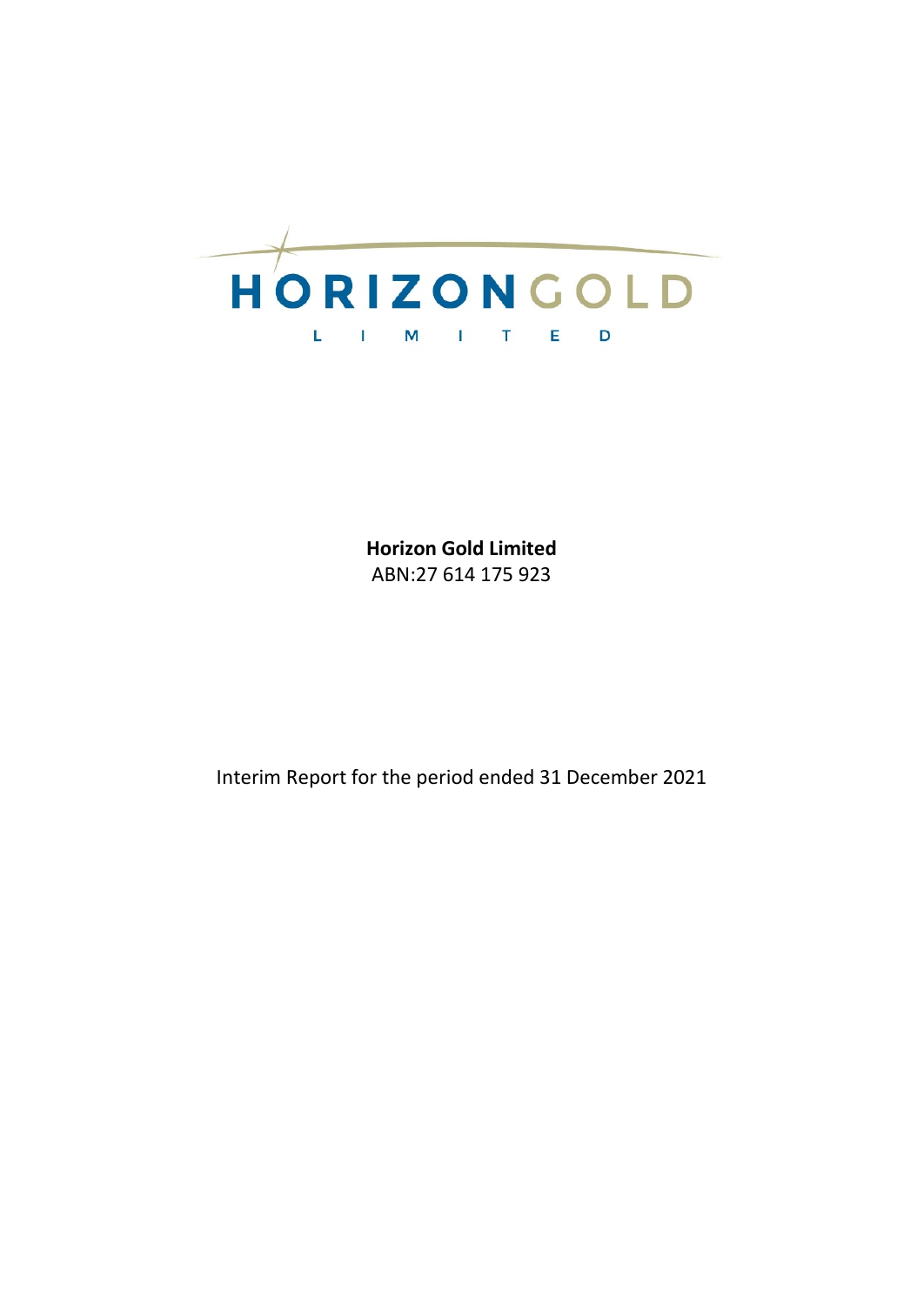HORIZON GOLD

LIMITED

**Horizon Gold Limited**
ABN:27 614 175 923

Interim Report for the period ended 31 December 2021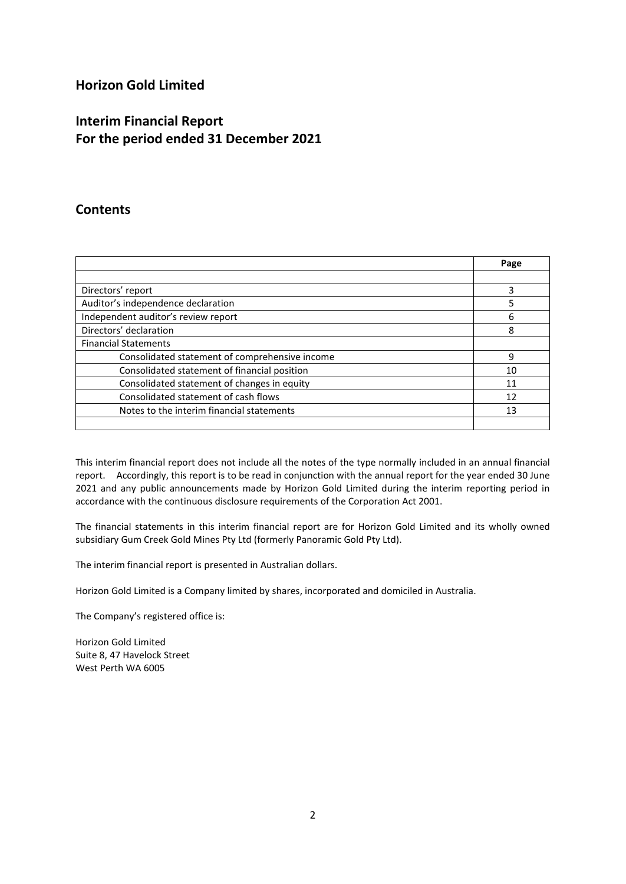# Horizon Gold Limited

## Interim Financial Report
## For the period ended 31 December 2021

## Contents

| | Page |
|---|---|
| | |
| Directors' report | 3 |
| Auditor's independence declaration | 5 |
| Independent auditor's review report | 6 |
| Directors' declaration | 8 |
| Financial Statements | |
| Consolidated statement of comprehensive income | 9 |
| Consolidated statement of financial position | 10 |
| Consolidated statement of changes in equity | 11 |
| Consolidated statement of cash flows | 12 |
| Notes to the interim financial statements | 13 |
| | |

This interim financial report does not include all the notes of the type normally included in an annual financial report. Accordingly, this report is to be read in conjunction with the annual report for the year ended 30 June 2021 and any public announcements made by Horizon Gold Limited during the interim reporting period in accordance with the continuous disclosure requirements of the Corporation Act 2001.

The financial statements in this interim financial report are for Horizon Gold Limited and its wholly owned subsidiary Gum Creek Gold Mines Pty Ltd (formerly Panoramic Gold Pty Ltd).

The interim financial report is presented in Australian dollars.

Horizon Gold Limited is a Company limited by shares, incorporated and domiciled in Australia.

The Company's registered office is:

Horizon Gold Limited
Suite 8, 47 Havelock Street
West Perth WA 6005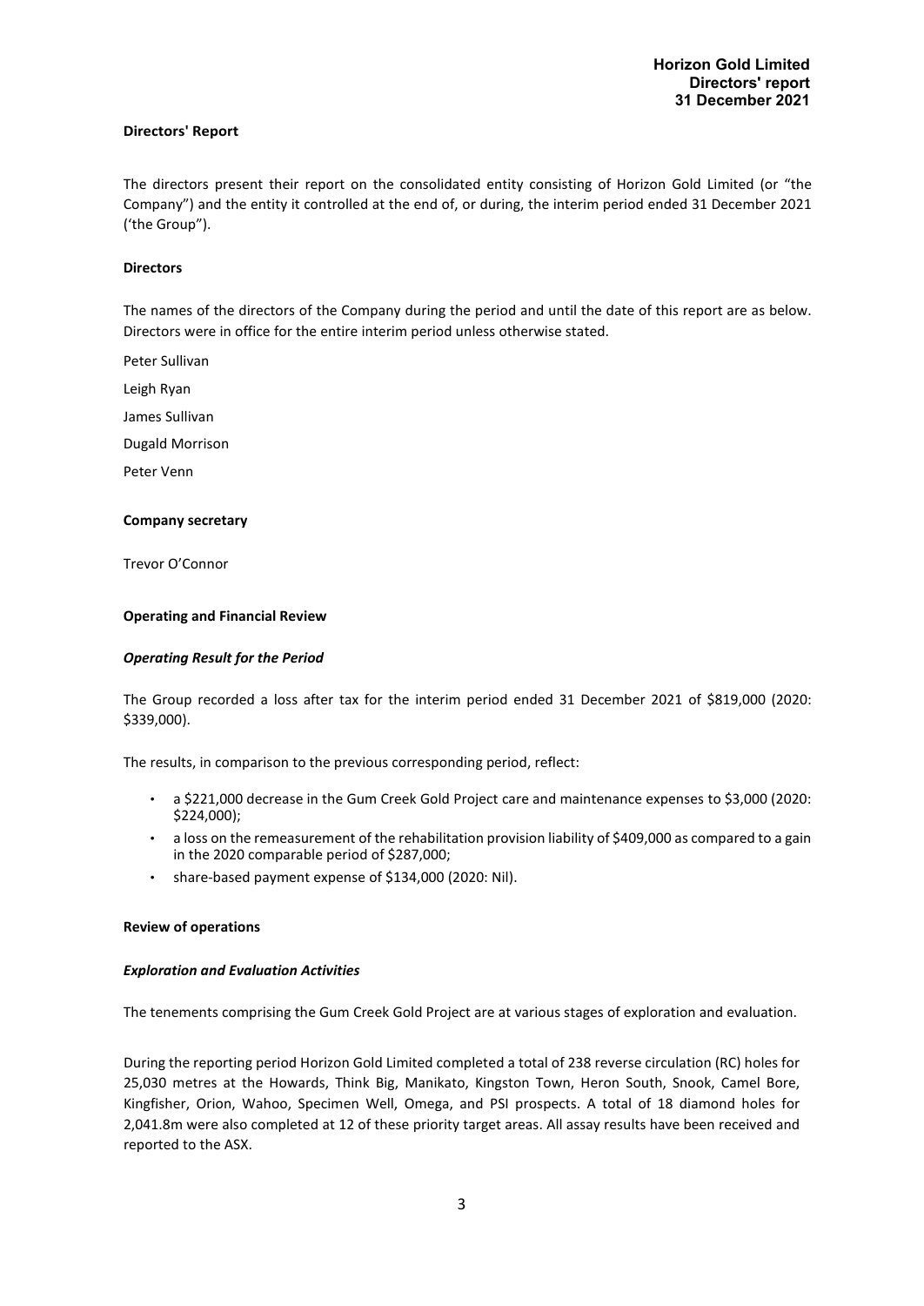## Directors' Report

The directors present their report on the consolidated entity consisting of Horizon Gold Limited (or "the Company") and the entity it controlled at the end of, or during, the interim period ended 31 December 2021 ('the Group").

### Directors

The names of the directors of the Company during the period and until the date of this report are as below. Directors were in office for the entire interim period unless otherwise stated.

Peter Sullivan

Leigh Ryan

James Sullivan

Dugald Morrison

Peter Venn

### Company secretary

Trevor O'Connor

### Operating and Financial Review

#### *Operating Result for the Period*

The Group recorded a loss after tax for the interim period ended 31 December 2021 of $819,000 (2020: $339,000).

The results, in comparison to the previous corresponding period, reflect:

- a $221,000 decrease in the Gum Creek Gold Project care and maintenance expenses to $3,000 (2020: $224,000);
- a loss on the remeasurement of the rehabilitation provision liability of $409,000 as compared to a gain in the 2020 comparable period of $287,000;
- share-based payment expense of $134,000 (2020: Nil).

### Review of operations

#### *Exploration and Evaluation Activities*

The tenements comprising the Gum Creek Gold Project are at various stages of exploration and evaluation.

During the reporting period Horizon Gold Limited completed a total of 238 reverse circulation (RC) holes for 25,030 metres at the Howards, Think Big, Manikato, Kingston Town, Heron South, Snook, Camel Bore, Kingfisher, Orion, Wahoo, Specimen Well, Omega, and PSI prospects. A total of 18 diamond holes for 2,041.8m were also completed at 12 of these priority target areas. All assay results have been received and reported to the ASX.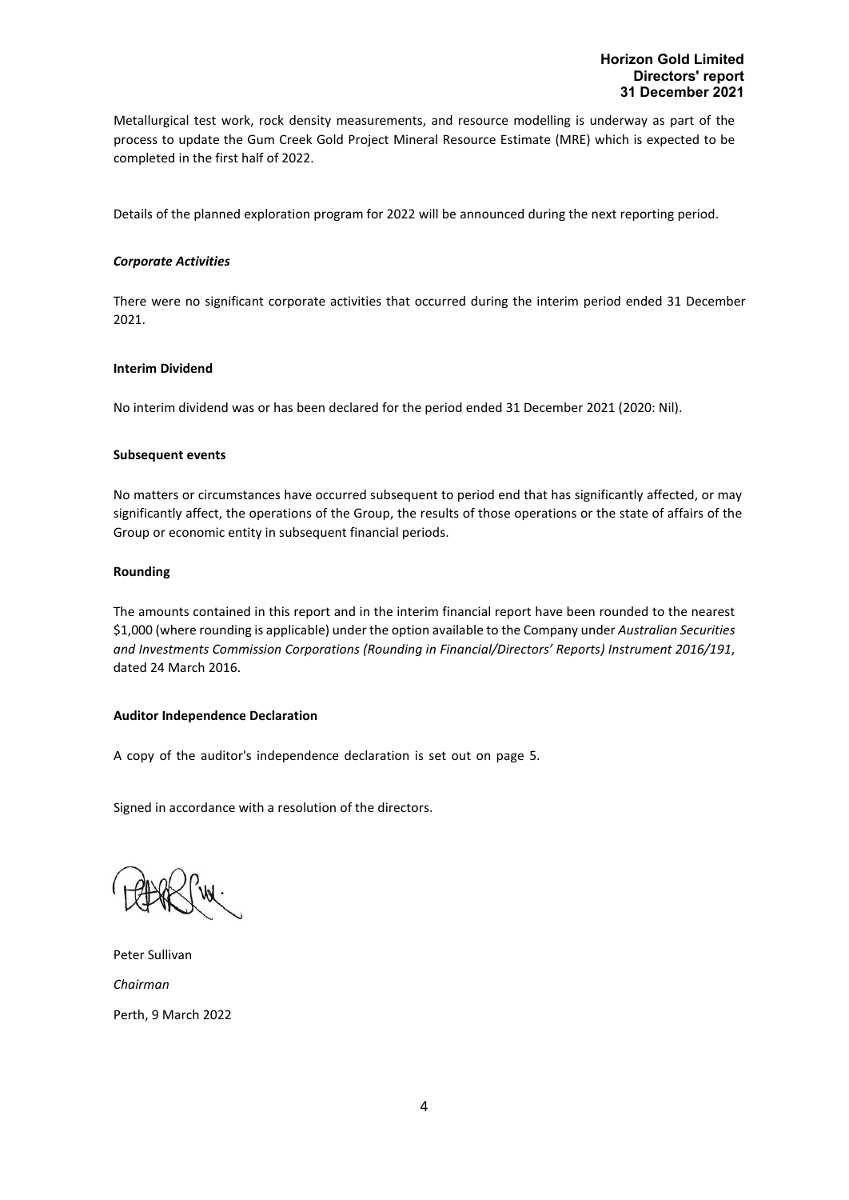Metallurgical test work, rock density measurements, and resource modelling is underway as part of the process to update the Gum Creek Gold Project Mineral Resource Estimate (MRE) which is expected to be completed in the first half of 2022.

Details of the planned exploration program for 2022 will be announced during the next reporting period.

***Corporate Activities***

There were no significant corporate activities that occurred during the interim period ended 31 December 2021.

**Interim Dividend**

No interim dividend was or has been declared for the period ended 31 December 2021 (2020: Nil).

**Subsequent events**

No matters or circumstances have occurred subsequent to period end that has significantly affected, or may significantly affect, the operations of the Group, the results of those operations or the state of affairs of the Group or economic entity in subsequent financial periods.

**Rounding**

The amounts contained in this report and in the interim financial report have been rounded to the nearest $1,000 (where rounding is applicable) under the option available to the Company under *Australian Securities and Investments Commission Corporations (Rounding in Financial/Directors' Reports) Instrument 2016/191*, dated 24 March 2016.

**Auditor Independence Declaration**

A copy of the auditor's independence declaration is set out on page 5.

Signed in accordance with a resolution of the directors.

Peter Sullivan

*Chairman*

Perth, 9 March 2022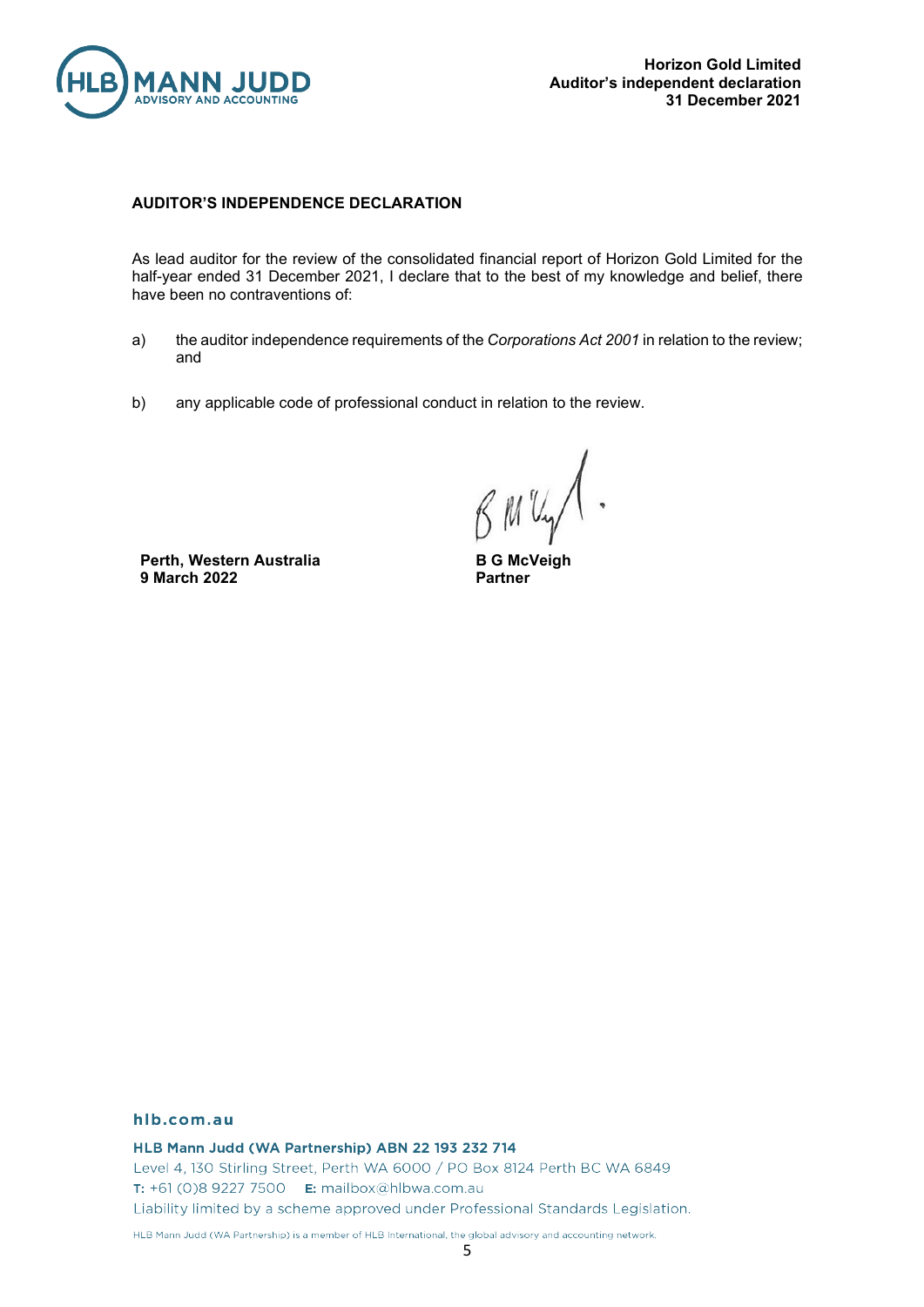**Horizon Gold Limited**
**Auditor's independent declaration**
**31 December 2021**

**AUDITOR'S INDEPENDENCE DECLARATION**

As lead auditor for the review of the consolidated financial report of Horizon Gold Limited for the half-year ended 31 December 2021, I declare that to the best of my knowledge and belief, there have been no contraventions of:

a) the auditor independence requirements of the *Corporations Act 2001* in relation to the review; and

b) any applicable code of professional conduct in relation to the review.

**Perth, Western Australia**
**9 March 2022**

**B G McVeigh**
**Partner**

**hlb.com.au**

**HLB Mann Judd (WA Partnership) ABN 22 193 232 714**
Level 4, 130 Stirling Street, Perth WA 6000 / PO Box 8124 Perth BC WA 6849
T: +61 (0)8 9227 7500 E: mailbox@hlbwa.com.au
Liability limited by a scheme approved under Professional Standards Legislation.

HLB Mann Judd (WA Partnership) is a member of HLB International, the global advisory and accounting network.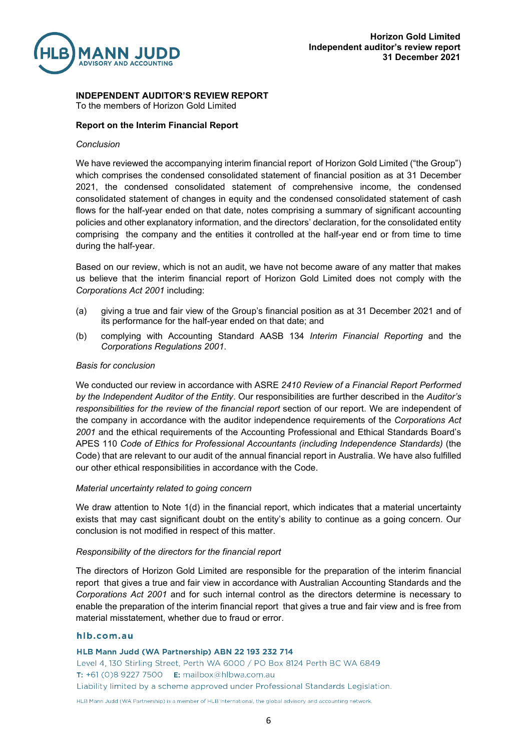# INDEPENDENT AUDITOR'S REVIEW REPORT

To the members of Horizon Gold Limited

## Report on the Interim Financial Report

*Conclusion*

We have reviewed the accompanying interim financial report of Horizon Gold Limited ("the Group") which comprises the condensed consolidated statement of financial position as at 31 December 2021, the condensed consolidated statement of comprehensive income, the condensed consolidated statement of changes in equity and the condensed consolidated statement of cash flows for the half-year ended on that date, notes comprising a summary of significant accounting policies and other explanatory information, and the directors' declaration, for the consolidated entity comprising the company and the entities it controlled at the half-year end or from time to time during the half-year.

Based on our review, which is not an audit, we have not become aware of any matter that makes us believe that the interim financial report of Horizon Gold Limited does not comply with the *Corporations Act 2001* including:

(a) giving a true and fair view of the Group's financial position as at 31 December 2021 and of its performance for the half-year ended on that date; and

(b) complying with Accounting Standard AASB 134 *Interim Financial Reporting* and the *Corporations Regulations 2001*.

*Basis for conclusion*

We conducted our review in accordance with ASRE *2410 Review of a Financial Report Performed by the Independent Auditor of the Entity*. Our responsibilities are further described in the *Auditor's responsibilities for the review of the financial report* section of our report. We are independent of the company in accordance with the auditor independence requirements of the *Corporations Act 2001* and the ethical requirements of the Accounting Professional and Ethical Standards Board's APES 110 *Code of Ethics for Professional Accountants (including Independence Standards)* (the Code) that are relevant to our audit of the annual financial report in Australia. We have also fulfilled our other ethical responsibilities in accordance with the Code.

*Material uncertainty related to going concern*

We draw attention to Note 1(d) in the financial report, which indicates that a material uncertainty exists that may cast significant doubt on the entity's ability to continue as a going concern. Our conclusion is not modified in respect of this matter.

*Responsibility of the directors for the financial report*

The directors of Horizon Gold Limited are responsible for the preparation of the interim financial report that gives a true and fair view in accordance with Australian Accounting Standards and the *Corporations Act 2001* and for such internal control as the directors determine is necessary to enable the preparation of the interim financial report that gives a true and fair view and is free from material misstatement, whether due to fraud or error.

hlb.com.au

**HLB Mann Judd (WA Partnership) ABN 22 193 232 714**
Level 4, 130 Stirling Street, Perth WA 6000 / PO Box 8124 Perth BC WA 6849
T: +61 (0)8 9227 7500 E: mailbox@hlbwa.com.au
Liability limited by a scheme approved under Professional Standards Legislation.

HLB Mann Judd (WA Partnership) is a member of HLB International, the global advisory and accounting network.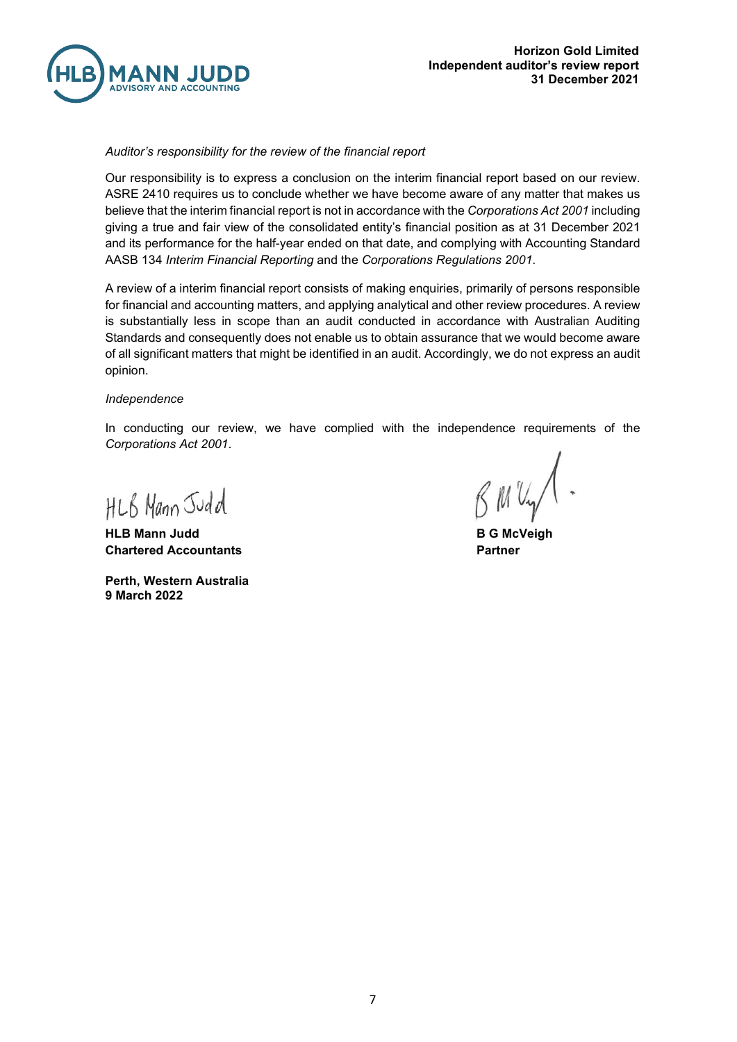*Auditor's responsibility for the review of the financial report*

Our responsibility is to express a conclusion on the interim financial report based on our review. ASRE 2410 requires us to conclude whether we have become aware of any matter that makes us believe that the interim financial report is not in accordance with the *Corporations Act 2001* including giving a true and fair view of the consolidated entity's financial position as at 31 December 2021 and its performance for the half-year ended on that date, and complying with Accounting Standard AASB 134 *Interim Financial Reporting* and the *Corporations Regulations 2001*.

A review of a interim financial report consists of making enquiries, primarily of persons responsible for financial and accounting matters, and applying analytical and other review procedures. A review is substantially less in scope than an audit conducted in accordance with Australian Auditing Standards and consequently does not enable us to obtain assurance that we would become aware of all significant matters that might be identified in an audit. Accordingly, we do not express an audit opinion.

*Independence*

In conducting our review, we have complied with the independence requirements of the *Corporations Act 2001*.

HLB Mann Judd

**HLB Mann Judd**
**Chartered Accountants**

**Perth, Western Australia**
**9 March 2022**

**B G McVeigh**
**Partner**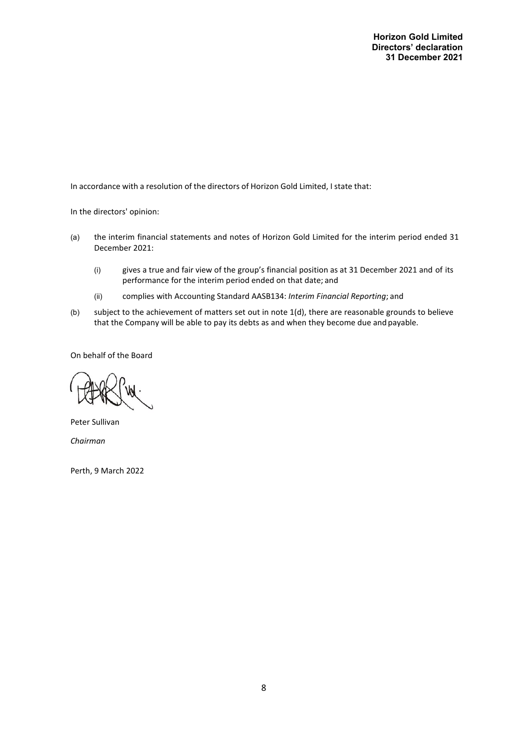**Horizon Gold Limited**
**Directors' declaration**
**31 December 2021**

In accordance with a resolution of the directors of Horizon Gold Limited, I state that:

In the directors' opinion:

(a) the interim financial statements and notes of Horizon Gold Limited for the interim period ended 31 December 2021:

  (i) gives a true and fair view of the group's financial position as at 31 December 2021 and of its performance for the interim period ended on that date; and

  (ii) complies with Accounting Standard AASB134: *Interim Financial Reporting*; and

(b) subject to the achievement of matters set out in note 1(d), there are reasonable grounds to believe that the Company will be able to pay its debts as and when they become due and payable.

On behalf of the Board

Peter Sullivan

*Chairman*

Perth, 9 March 2022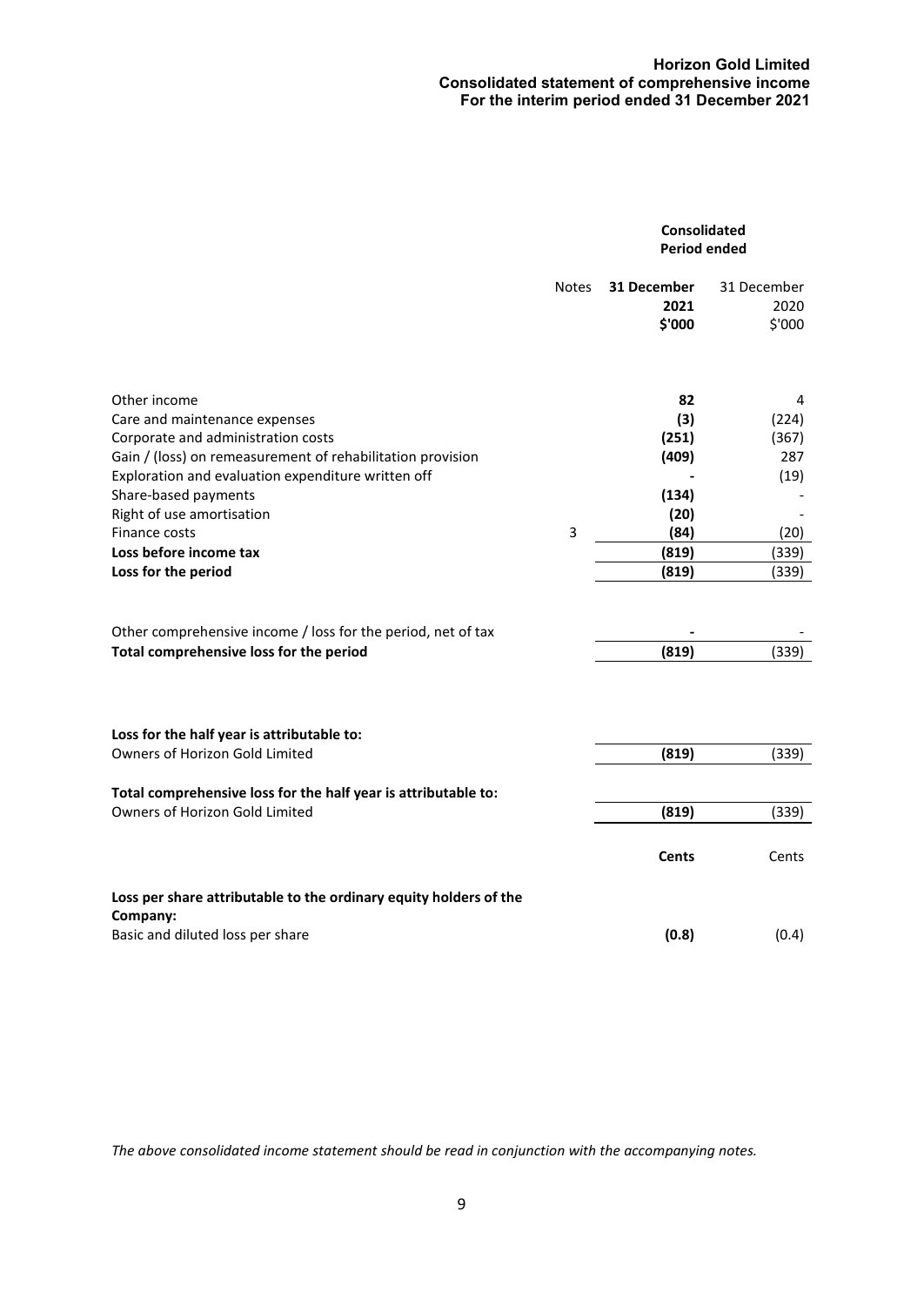**Horizon Gold Limited**
**Consolidated statement of comprehensive income**
**For the interim period ended 31 December 2021**

| | Notes | Consolidated Period ended 31 December 2021 $'000 | 31 December 2020 $'000 |
|---|---|---|---|
| Other income | | **82** | 4 |
| Care and maintenance expenses | | **(3)** | (224) |
| Corporate and administration costs | | **(251)** | (367) |
| Gain / (loss) on remeasurement of rehabilitation provision | | **(409)** | 287 |
| Exploration and evaluation expenditure written off | | **-** | (19) |
| Share-based payments | | **(134)** | - |
| Right of use amortisation | | **(20)** | - |
| Finance costs | 3 | **(84)** | (20) |
| **Loss before income tax** | | **(819)** | (339) |
| **Loss for the period** | | **(819)** | (339) |
| | | | |
| Other comprehensive income / loss for the period, net of tax | | **-** | - |
| **Total comprehensive loss for the period** | | **(819)** | (339) |
| | | | |
| **Loss for the half year is attributable to:** | | | |
| Owners of Horizon Gold Limited | | **(819)** | (339) |
| | | | |
| **Total comprehensive loss for the half year is attributable to:** | | | |
| Owners of Horizon Gold Limited | | **(819)** | (339) |
| | | | |
| | | **Cents** | Cents |
| **Loss per share attributable to the ordinary equity holders of the Company:** | | | |
| Basic and diluted loss per share | | **(0.8)** | (0.4) |

*The above consolidated income statement should be read in conjunction with the accompanying notes.*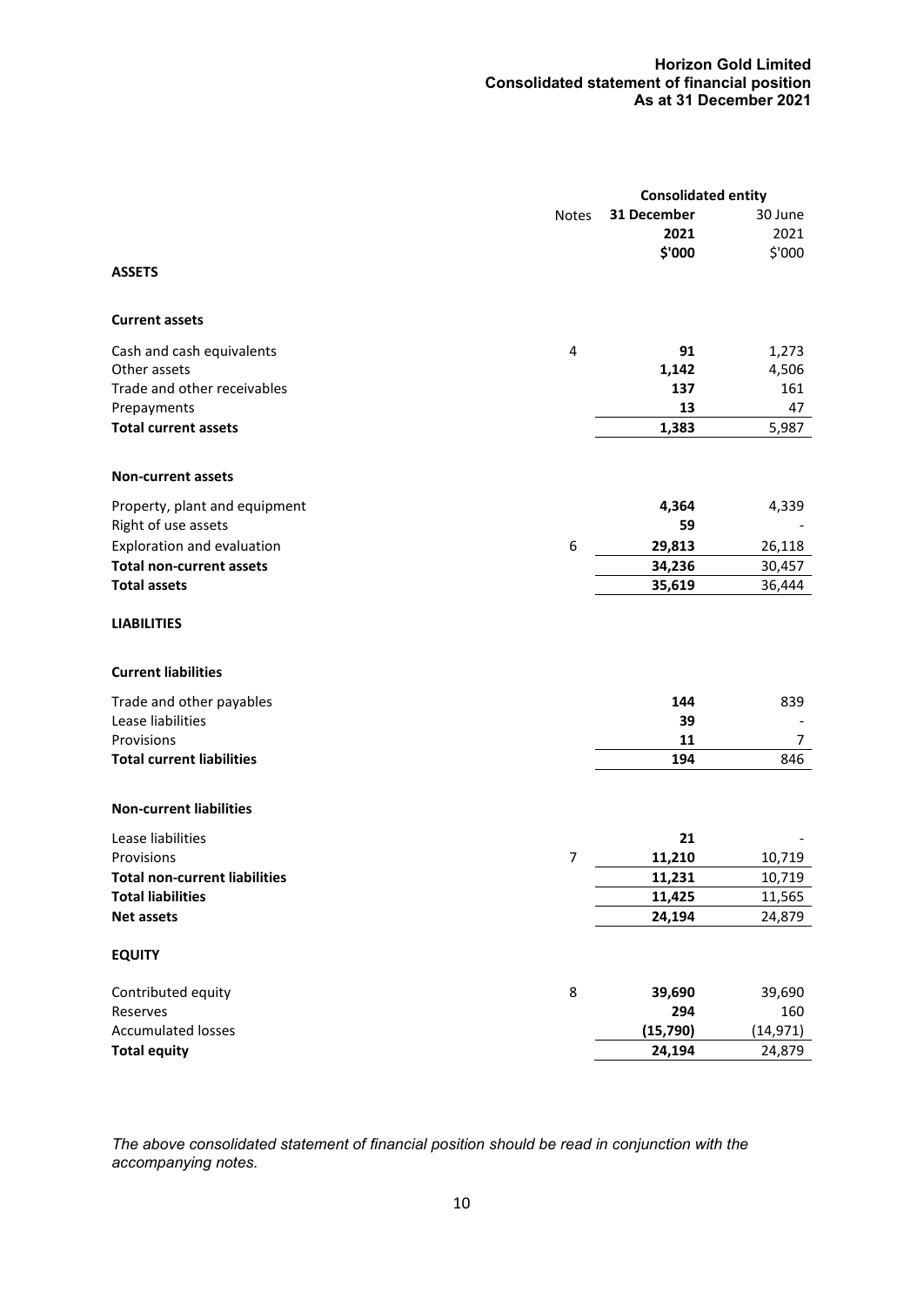# Horizon Gold Limited
## Consolidated statement of financial position
### As at 31 December 2021

| | Notes | Consolidated entity | |
|---|---|---|---|
| | | **31 December 2021** | 30 June 2021 |
| | | **\$'000** | \$'000 |
| **ASSETS** | | | |
| **Current assets** | | | |
| Cash and cash equivalents | 4 | **91** | 1,273 |
| Other assets | | **1,142** | 4,506 |
| Trade and other receivables | | **137** | 161 |
| Prepayments | | **13** | 47 |
| **Total current assets** | | **1,383** | 5,987 |
| **Non-current assets** | | | |
| Property, plant and equipment | | **4,364** | 4,339 |
| Right of use assets | | **59** | - |
| Exploration and evaluation | 6 | **29,813** | 26,118 |
| **Total non-current assets** | | **34,236** | 30,457 |
| **Total assets** | | **35,619** | 36,444 |
| **LIABILITIES** | | | |
| **Current liabilities** | | | |
| Trade and other payables | | **144** | 839 |
| Lease liabilities | | **39** | - |
| Provisions | | **11** | 7 |
| **Total current liabilities** | | **194** | 846 |
| **Non-current liabilities** | | | |
| Lease liabilities | | **21** | - |
| Provisions | 7 | **11,210** | 10,719 |
| **Total non-current liabilities** | | **11,231** | 10,719 |
| **Total liabilities** | | **11,425** | 11,565 |
| **Net assets** | | **24,194** | 24,879 |
| **EQUITY** | | | |
| Contributed equity | 8 | **39,690** | 39,690 |
| Reserves | | **294** | 160 |
| Accumulated losses | | **(15,790)** | (14,971) |
| **Total equity** | | **24,194** | 24,879 |

*The above consolidated statement of financial position should be read in conjunction with the accompanying notes.*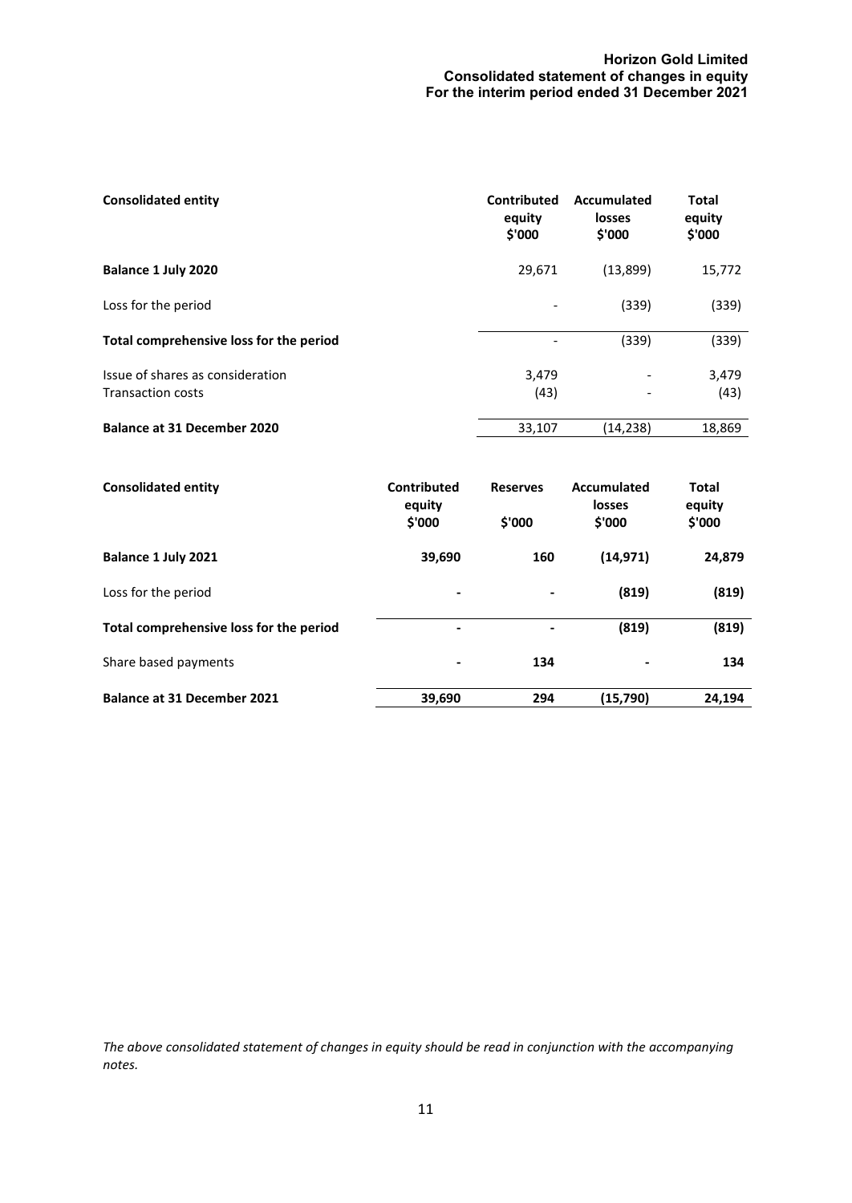# Horizon Gold Limited
## Consolidated statement of changes in equity
## For the interim period ended 31 December 2021

| Consolidated entity | Contributed equity $'000 | Accumulated losses $'000 | Total equity $'000 |
|---|---|---|---|
| **Balance 1 July 2020** | 29,671 | (13,899) | 15,772 |
| Loss for the period | - | (339) | (339) |
| **Total comprehensive loss for the period** | - | (339) | (339) |
| Issue of shares as consideration | 3,479 | - | 3,479 |
| Transaction costs | (43) | - | (43) |
| **Balance at 31 December 2020** | 33,107 | (14,238) | 18,869 |

| Consolidated entity | Contributed equity $'000 | Reserves $'000 | Accumulated losses $'000 | Total equity $'000 |
|---|---|---|---|---|
| **Balance 1 July 2021** | **39,690** | **160** | **(14,971)** | **24,879** |
| Loss for the period | **-** | **-** | **(819)** | **(819)** |
| **Total comprehensive loss for the period** | **-** | **-** | **(819)** | **(819)** |
| Share based payments | **-** | **134** | **-** | **134** |
| **Balance at 31 December 2021** | **39,690** | **294** | **(15,790)** | **24,194** |

*The above consolidated statement of changes in equity should be read in conjunction with the accompanying notes.*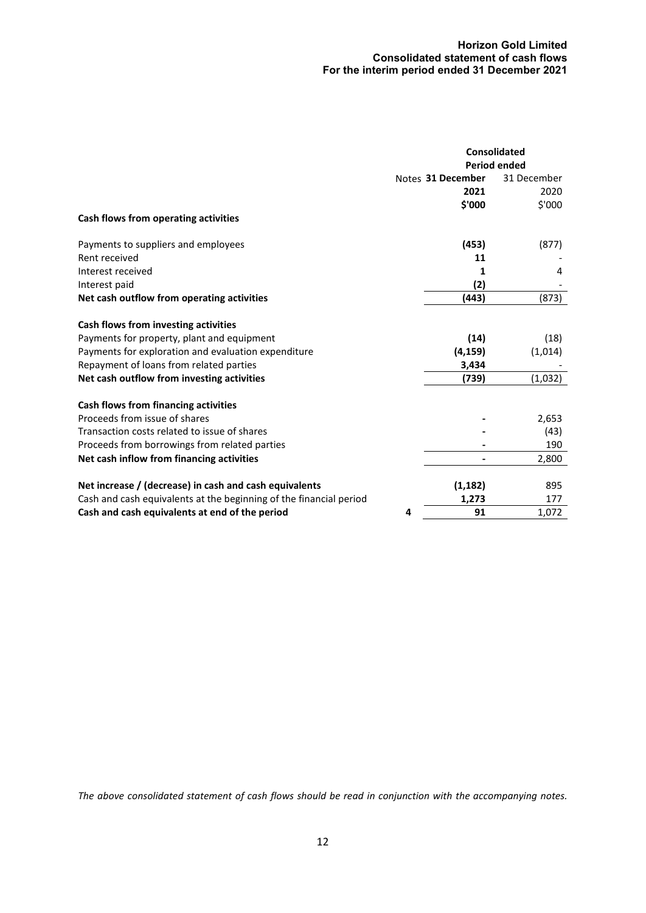# Horizon Gold Limited
## Consolidated statement of cash flows
## For the interim period ended 31 December 2021

| | Notes | Consolidated Period ended 31 December 2021 $'000 | 31 December 2020 $'000 |
|---|---|---|---|
| **Cash flows from operating activities** | | | |
| Payments to suppliers and employees | | **(453)** | (877) |
| Rent received | | **11** | - |
| Interest received | | **1** | 4 |
| Interest paid | | **(2)** | - |
| **Net cash outflow from operating activities** | | **(443)** | (873) |
| **Cash flows from investing activities** | | | |
| Payments for property, plant and equipment | | **(14)** | (18) |
| Payments for exploration and evaluation expenditure | | **(4,159)** | (1,014) |
| Repayment of loans from related parties | | **3,434** | - |
| **Net cash outflow from investing activities** | | **(739)** | (1,032) |
| **Cash flows from financing activities** | | | |
| Proceeds from issue of shares | | **-** | 2,653 |
| Transaction costs related to issue of shares | | **-** | (43) |
| Proceeds from borrowings from related parties | | **-** | 190 |
| **Net cash inflow from financing activities** | | **-** | 2,800 |
| **Net increase / (decrease) in cash and cash equivalents** | | **(1,182)** | 895 |
| Cash and cash equivalents at the beginning of the financial period | | **1,273** | 177 |
| **Cash and cash equivalents at end of the period** | **4** | **91** | 1,072 |

*The above consolidated statement of cash flows should be read in conjunction with the accompanying notes.*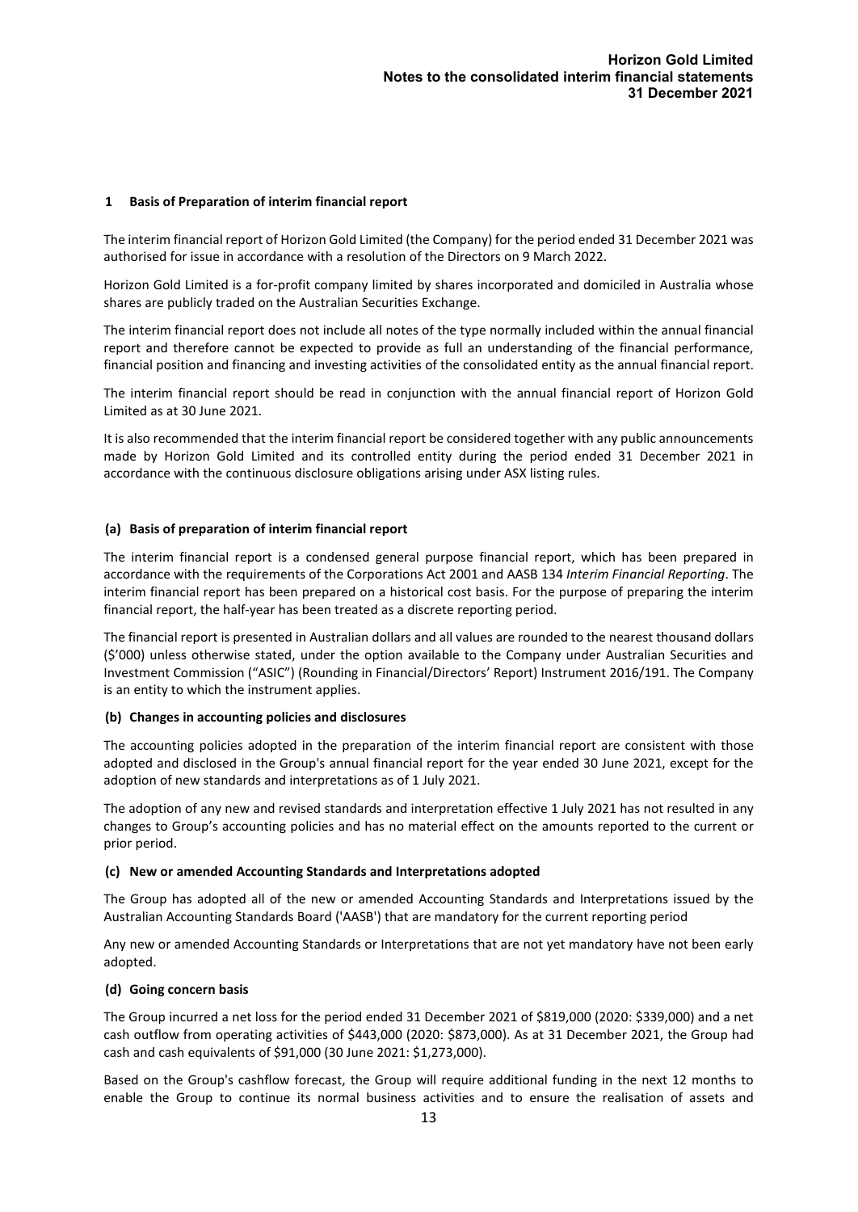## 1 Basis of Preparation of interim financial report

The interim financial report of Horizon Gold Limited (the Company) for the period ended 31 December 2021 was authorised for issue in accordance with a resolution of the Directors on 9 March 2022.

Horizon Gold Limited is a for-profit company limited by shares incorporated and domiciled in Australia whose shares are publicly traded on the Australian Securities Exchange.

The interim financial report does not include all notes of the type normally included within the annual financial report and therefore cannot be expected to provide as full an understanding of the financial performance, financial position and financing and investing activities of the consolidated entity as the annual financial report.

The interim financial report should be read in conjunction with the annual financial report of Horizon Gold Limited as at 30 June 2021.

It is also recommended that the interim financial report be considered together with any public announcements made by Horizon Gold Limited and its controlled entity during the period ended 31 December 2021 in accordance with the continuous disclosure obligations arising under ASX listing rules.

### (a) Basis of preparation of interim financial report

The interim financial report is a condensed general purpose financial report, which has been prepared in accordance with the requirements of the Corporations Act 2001 and AASB 134 *Interim Financial Reporting*. The interim financial report has been prepared on a historical cost basis. For the purpose of preparing the interim financial report, the half-year has been treated as a discrete reporting period.

The financial report is presented in Australian dollars and all values are rounded to the nearest thousand dollars ($'000) unless otherwise stated, under the option available to the Company under Australian Securities and Investment Commission ("ASIC") (Rounding in Financial/Directors' Report) Instrument 2016/191. The Company is an entity to which the instrument applies.

### (b) Changes in accounting policies and disclosures

The accounting policies adopted in the preparation of the interim financial report are consistent with those adopted and disclosed in the Group's annual financial report for the year ended 30 June 2021, except for the adoption of new standards and interpretations as of 1 July 2021.

The adoption of any new and revised standards and interpretation effective 1 July 2021 has not resulted in any changes to Group's accounting policies and has no material effect on the amounts reported to the current or prior period.

### (c) New or amended Accounting Standards and Interpretations adopted

The Group has adopted all of the new or amended Accounting Standards and Interpretations issued by the Australian Accounting Standards Board ('AASB') that are mandatory for the current reporting period

Any new or amended Accounting Standards or Interpretations that are not yet mandatory have not been early adopted.

### (d) Going concern basis

The Group incurred a net loss for the period ended 31 December 2021 of $819,000 (2020: $339,000) and a net cash outflow from operating activities of $443,000 (2020: $873,000). As at 31 December 2021, the Group had cash and cash equivalents of $91,000 (30 June 2021: $1,273,000).

Based on the Group's cashflow forecast, the Group will require additional funding in the next 12 months to enable the Group to continue its normal business activities and to ensure the realisation of assets and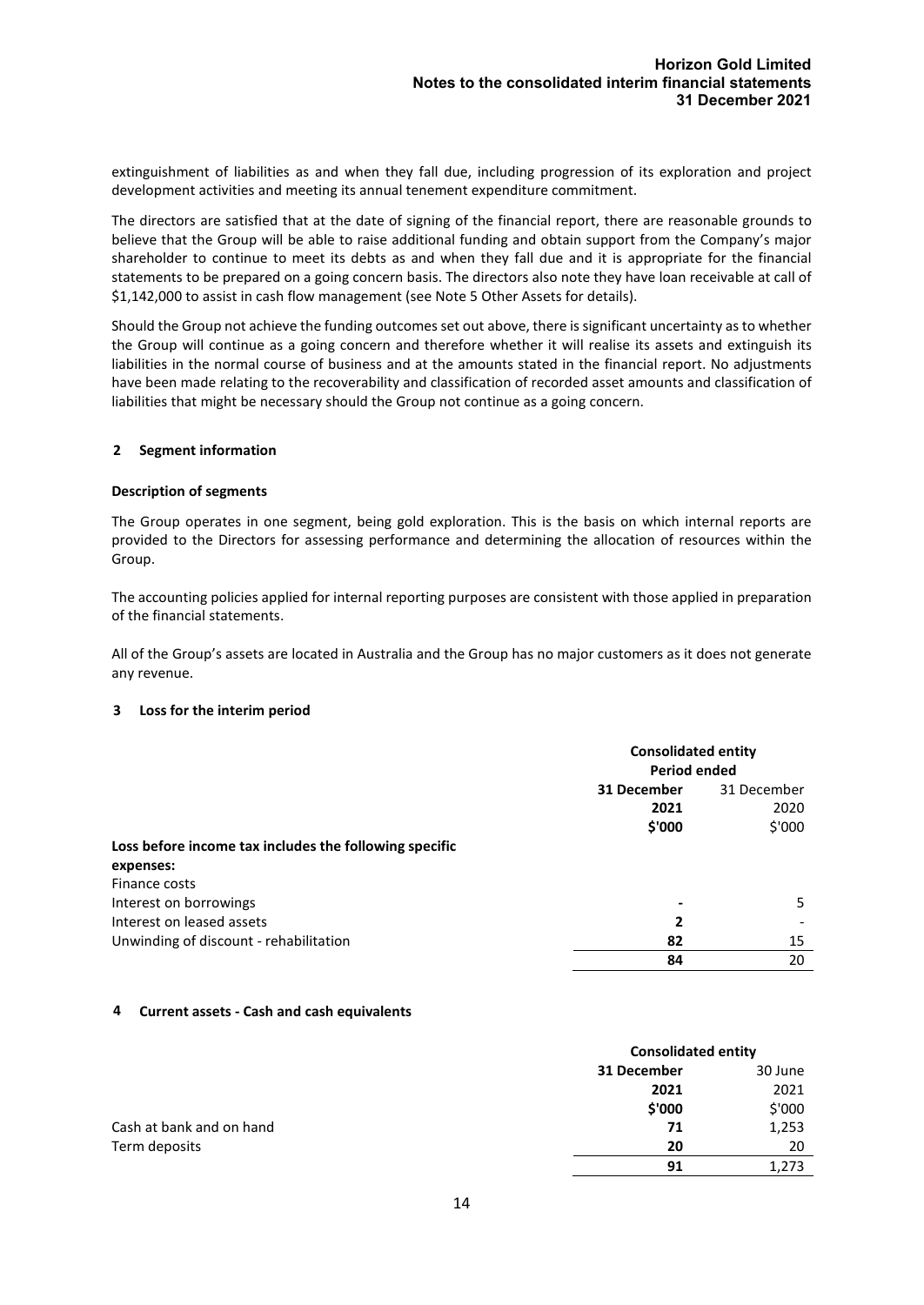extinguishment of liabilities as and when they fall due, including progression of its exploration and project development activities and meeting its annual tenement expenditure commitment.

The directors are satisfied that at the date of signing of the financial report, there are reasonable grounds to believe that the Group will be able to raise additional funding and obtain support from the Company's major shareholder to continue to meet its debts as and when they fall due and it is appropriate for the financial statements to be prepared on a going concern basis. The directors also note they have loan receivable at call of $1,142,000 to assist in cash flow management (see Note 5 Other Assets for details).

Should the Group not achieve the funding outcomes set out above, there is significant uncertainty as to whether the Group will continue as a going concern and therefore whether it will realise its assets and extinguish its liabilities in the normal course of business and at the amounts stated in the financial report. No adjustments have been made relating to the recoverability and classification of recorded asset amounts and classification of liabilities that might be necessary should the Group not continue as a going concern.

## 2 Segment information

### Description of segments

The Group operates in one segment, being gold exploration. This is the basis on which internal reports are provided to the Directors for assessing performance and determining the allocation of resources within the Group.

The accounting policies applied for internal reporting purposes are consistent with those applied in preparation of the financial statements.

All of the Group's assets are located in Australia and the Group has no major customers as it does not generate any revenue.

## 3 Loss for the interim period

| | **Consolidated entity** | |
|---|---|---|
| | **Period ended** | |
| | **31 December 2021 $'000** | 31 December 2020 $'000 |
| **Loss before income tax includes the following specific expenses:** | | |
| Finance costs | | |
| Interest on borrowings | **-** | 5 |
| Interest on leased assets | **2** | - |
| Unwinding of discount - rehabilitation | **82** | 15 |
| | **84** | 20 |

## 4 Current assets - Cash and cash equivalents

| | **Consolidated entity** | |
|---|---|---|
| | **31 December 2021 $'000** | 30 June 2021 $'000 |
| Cash at bank and on hand | **71** | 1,253 |
| Term deposits | **20** | 20 |
| | **91** | 1,273 |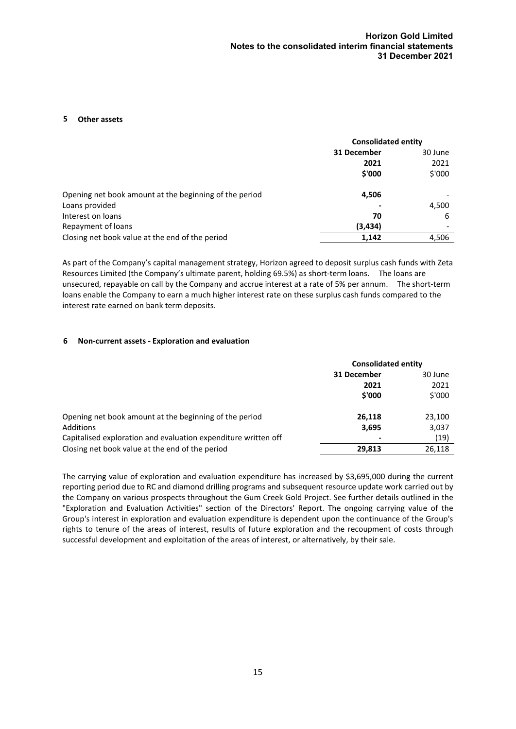## 5 Other assets

| | Consolidated entity | |
|---|---|---|
| | **31 December 2021 $'000** | 30 June 2021 $'000 |
| Opening net book amount at the beginning of the period | **4,506** | - |
| Loans provided | **-** | 4,500 |
| Interest on loans | **70** | 6 |
| Repayment of loans | **(3,434)** | - |
| Closing net book value at the end of the period | **1,142** | 4,506 |

As part of the Company's capital management strategy, Horizon agreed to deposit surplus cash funds with Zeta Resources Limited (the Company's ultimate parent, holding 69.5%) as short-term loans. The loans are unsecured, repayable on call by the Company and accrue interest at a rate of 5% per annum. The short-term loans enable the Company to earn a much higher interest rate on these surplus cash funds compared to the interest rate earned on bank term deposits.

## 6 Non-current assets - Exploration and evaluation

| | Consolidated entity | |
|---|---|---|
| | **31 December 2021 $'000** | 30 June 2021 $'000 |
| Opening net book amount at the beginning of the period | **26,118** | 23,100 |
| Additions | **3,695** | 3,037 |
| Capitalised exploration and evaluation expenditure written off | **-** | (19) |
| Closing net book value at the end of the period | **29,813** | 26,118 |

The carrying value of exploration and evaluation expenditure has increased by $3,695,000 during the current reporting period due to RC and diamond drilling programs and subsequent resource update work carried out by the Company on various prospects throughout the Gum Creek Gold Project. See further details outlined in the "Exploration and Evaluation Activities" section of the Directors' Report. The ongoing carrying value of the Group's interest in exploration and evaluation expenditure is dependent upon the continuance of the Group's rights to tenure of the areas of interest, results of future exploration and the recoupment of costs through successful development and exploitation of the areas of interest, or alternatively, by their sale.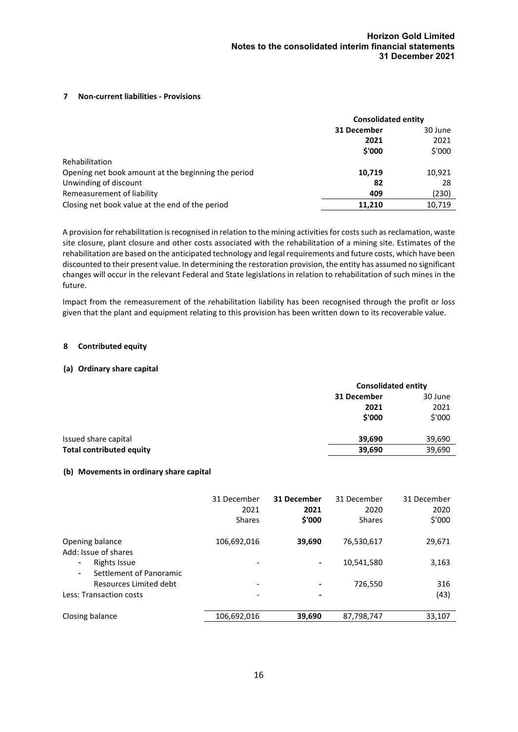## 7 Non-current liabilities - Provisions

| | Consolidated entity | |
|---|---|---|
| | **31 December 2021 $'000** | 30 June 2021 $'000 |
| Rehabilitation | | |
| Opening net book amount at the beginning the period | **10,719** | 10,921 |
| Unwinding of discount | **82** | 28 |
| Remeasurement of liability | **409** | (230) |
| Closing net book value at the end of the period | **11,210** | 10,719 |

A provision for rehabilitation is recognised in relation to the mining activities for costs such as reclamation, waste site closure, plant closure and other costs associated with the rehabilitation of a mining site. Estimates of the rehabilitation are based on the anticipated technology and legal requirements and future costs, which have been discounted to their present value. In determining the restoration provision, the entity has assumed no significant changes will occur in the relevant Federal and State legislations in relation to rehabilitation of such mines in the future.

Impact from the remeasurement of the rehabilitation liability has been recognised through the profit or loss given that the plant and equipment relating to this provision has been written down to its recoverable value.

## 8 Contributed equity

### (a) Ordinary share capital

| | Consolidated entity | |
|---|---|---|
| | **31 December 2021 $'000** | 30 June 2021 $'000 |
| Issued share capital | **39,690** | 39,690 |
| **Total contributed equity** | **39,690** | 39,690 |

### (b) Movements in ordinary share capital

| | 31 December 2021 Shares | **31 December 2021 $'000** | 31 December 2020 Shares | 31 December 2020 $'000 |
|---|---|---|---|---|
| Opening balance | 106,692,016 | **39,690** | 76,530,617 | 29,671 |
| Add: Issue of shares | | | | |
| - Rights Issue | - | **-** | 10,541,580 | 3,163 |
| - Settlement of Panoramic Resources Limited debt | - | **-** | 726,550 | 316 |
| Less: Transaction costs | - | **-** | | (43) |
| Closing balance | 106,692,016 | **39,690** | 87,798,747 | 33,107 |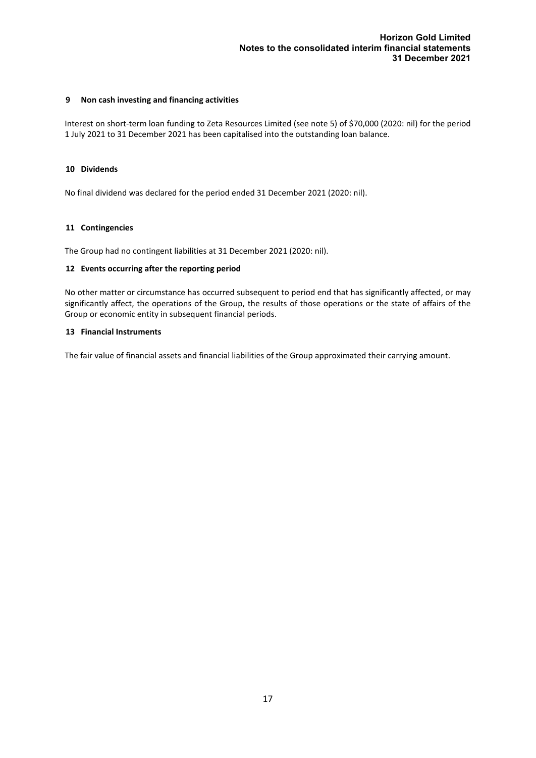## 9 Non cash investing and financing activities

Interest on short-term loan funding to Zeta Resources Limited (see note 5) of $70,000 (2020: nil) for the period 1 July 2021 to 31 December 2021 has been capitalised into the outstanding loan balance.

## 10 Dividends

No final dividend was declared for the period ended 31 December 2021 (2020: nil).

## 11 Contingencies

The Group had no contingent liabilities at 31 December 2021 (2020: nil).

## 12 Events occurring after the reporting period

No other matter or circumstance has occurred subsequent to period end that has significantly affected, or may significantly affect, the operations of the Group, the results of those operations or the state of affairs of the Group or economic entity in subsequent financial periods.

## 13 Financial Instruments

The fair value of financial assets and financial liabilities of the Group approximated their carrying amount.